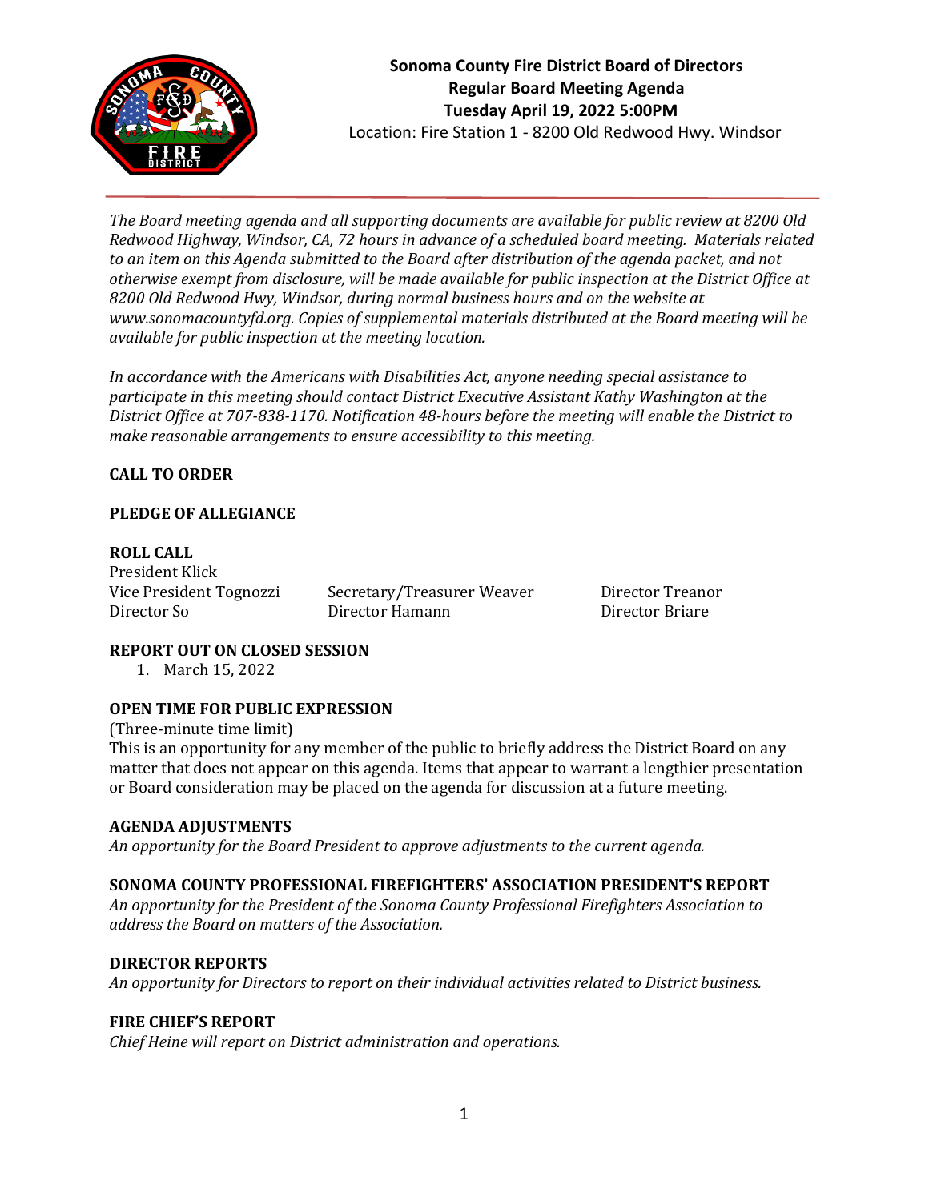# Sonoma County Fire District Board of Directors
## Regular Board Meeting Agenda
## Tuesday April 19, 2022 5:00PM

Location: Fire Station 1 - 8200 Old Redwood Hwy. Windsor

*The Board meeting agenda and all supporting documents are available for public review at 8200 Old Redwood Highway, Windsor, CA, 72 hours in advance of a scheduled board meeting. Materials related to an item on this Agenda submitted to the Board after distribution of the agenda packet, and not otherwise exempt from disclosure, will be made available for public inspection at the District Office at 8200 Old Redwood Hwy, Windsor, during normal business hours and on the website at www.sonomacountyfd.org. Copies of supplemental materials distributed at the Board meeting will be available for public inspection at the meeting location.*

*In accordance with the Americans with Disabilities Act, anyone needing special assistance to participate in this meeting should contact District Executive Assistant Kathy Washington at the District Office at 707-838-1170. Notification 48-hours before the meeting will enable the District to make reasonable arrangements to ensure accessibility to this meeting.*

**CALL TO ORDER**

**PLEDGE OF ALLEGIANCE**

**ROLL CALL**

President Klick

| | | |
|---|---|---|
| Vice President Tognozzi | Secretary/Treasurer Weaver | Director Treanor |
| Director So | Director Hamann | Director Briare |

**REPORT OUT ON CLOSED SESSION**

1. March 15, 2022

**OPEN TIME FOR PUBLIC EXPRESSION**

(Three-minute time limit)

This is an opportunity for any member of the public to briefly address the District Board on any matter that does not appear on this agenda. Items that appear to warrant a lengthier presentation or Board consideration may be placed on the agenda for discussion at a future meeting.

**AGENDA ADJUSTMENTS**

*An opportunity for the Board President to approve adjustments to the current agenda.*

**SONOMA COUNTY PROFESSIONAL FIREFIGHTERS' ASSOCIATION PRESIDENT'S REPORT**

*An opportunity for the President of the Sonoma County Professional Firefighters Association to address the Board on matters of the Association.*

**DIRECTOR REPORTS**

*An opportunity for Directors to report on their individual activities related to District business.*

**FIRE CHIEF'S REPORT**

*Chief Heine will report on District administration and operations.*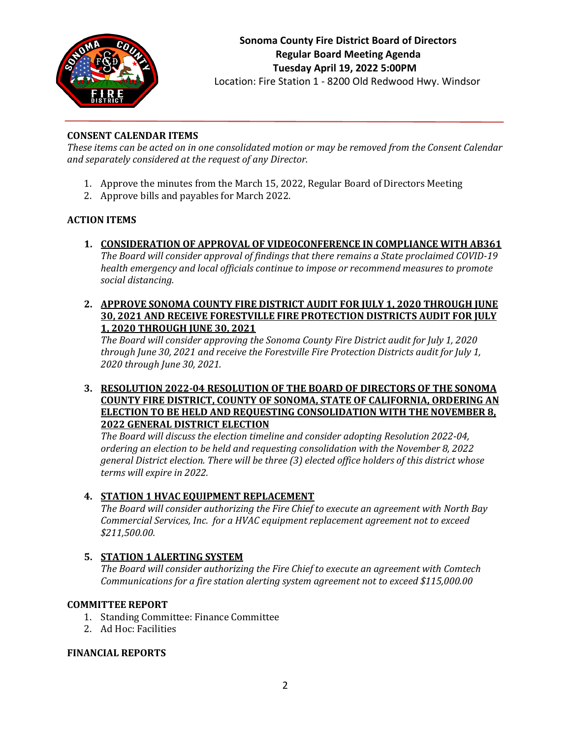**Sonoma County Fire District Board of Directors**
**Regular Board Meeting Agenda**
**Tuesday April 19, 2022 5:00PM**
Location: Fire Station 1 - 8200 Old Redwood Hwy. Windsor

---

## CONSENT CALENDAR ITEMS

*These items can be acted on in one consolidated motion or may be removed from the Consent Calendar and separately considered at the request of any Director.*

1. Approve the minutes from the March 15, 2022, Regular Board of Directors Meeting
2. Approve bills and payables for March 2022.

## ACTION ITEMS

1. **CONSIDERATION OF APPROVAL OF VIDEOCONFERENCE IN COMPLIANCE WITH AB361**
   *The Board will consider approval of findings that there remains a State proclaimed COVID-19 health emergency and local officials continue to impose or recommend measures to promote social distancing.*

2. **APPROVE SONOMA COUNTY FIRE DISTRICT AUDIT FOR JULY 1, 2020 THROUGH JUNE 30, 2021 AND RECEIVE FORESTVILLE FIRE PROTECTION DISTRICTS AUDIT FOR JULY 1, 2020 THROUGH JUNE 30, 2021**
   *The Board will consider approving the Sonoma County Fire District audit for July 1, 2020 through June 30, 2021 and receive the Forestville Fire Protection Districts audit for July 1, 2020 through June 30, 2021.*

3. **RESOLUTION 2022-04 RESOLUTION OF THE BOARD OF DIRECTORS OF THE SONOMA COUNTY FIRE DISTRICT, COUNTY OF SONOMA, STATE OF CALIFORNIA, ORDERING AN ELECTION TO BE HELD AND REQUESTING CONSOLIDATION WITH THE NOVEMBER 8, 2022 GENERAL DISTRICT ELECTION**
   *The Board will discuss the election timeline and consider adopting Resolution 2022-04, ordering an election to be held and requesting consolidation with the November 8, 2022 general District election. There will be three (3) elected office holders of this district whose terms will expire in 2022.*

4. **STATION 1 HVAC EQUIPMENT REPLACEMENT**
   *The Board will consider authorizing the Fire Chief to execute an agreement with North Bay Commercial Services, Inc. for a HVAC equipment replacement agreement not to exceed $211,500.00.*

5. **STATION 1 ALERTING SYSTEM**
   *The Board will consider authorizing the Fire Chief to execute an agreement with Comtech Communications for a fire station alerting system agreement not to exceed $115,000.00*

## COMMITTEE REPORT

1. Standing Committee: Finance Committee
2. Ad Hoc: Facilities

## FINANCIAL REPORTS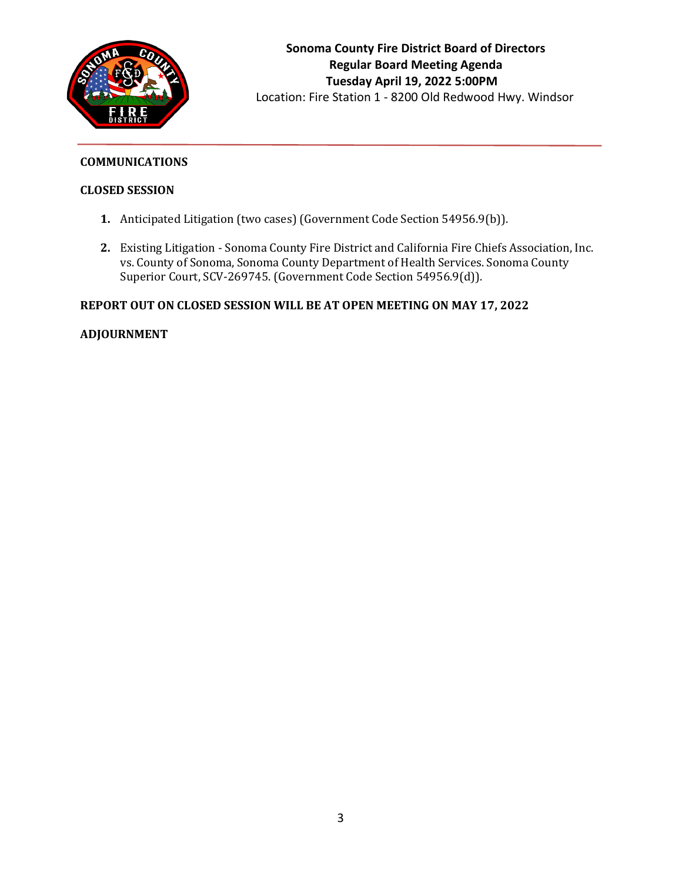**Sonoma County Fire District Board of Directors**
**Regular Board Meeting Agenda**
**Tuesday April 19, 2022 5:00PM**
Location: Fire Station 1 - 8200 Old Redwood Hwy. Windsor

**COMMUNICATIONS**

**CLOSED SESSION**

1. Anticipated Litigation (two cases) (Government Code Section 54956.9(b)).
2. Existing Litigation - Sonoma County Fire District and California Fire Chiefs Association, Inc. vs. County of Sonoma, Sonoma County Department of Health Services. Sonoma County Superior Court, SCV-269745. (Government Code Section 54956.9(d)).

**REPORT OUT ON CLOSED SESSION WILL BE AT OPEN MEETING ON MAY 17, 2022**

**ADJOURNMENT**